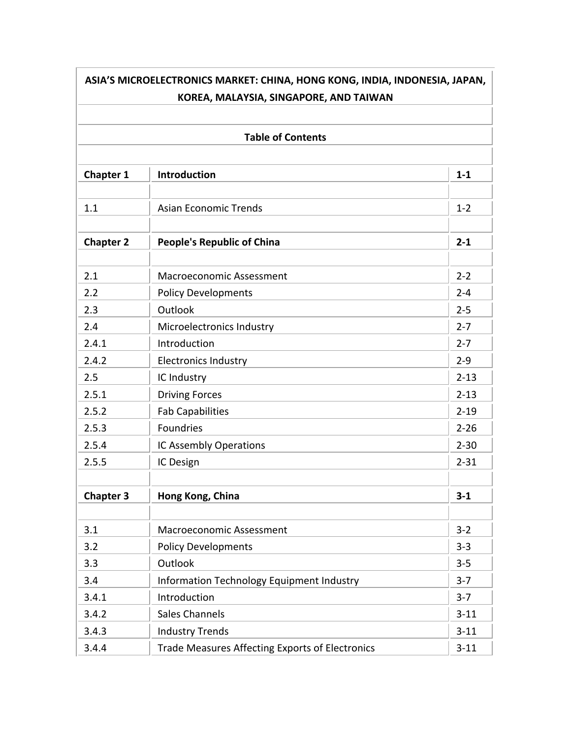# ASIA'S MICROELECTRONICS MARKET: CHINA, HONG KONG, INDIA, INDONESIA, JAPAN, KOREA, MALAYSIA, SINGAPORE, AND TAIWAN

## Table of Contents

| | | |
|---|---|---|
| **Chapter 1** | **Introduction** | **1-1** |
| | | |
| 1.1 | Asian Economic Trends | 1-2 |
| | | |
| **Chapter 2** | **People's Republic of China** | **2-1** |
| | | |
| 2.1 | Macroeconomic Assessment | 2-2 |
| 2.2 | Policy Developments | 2-4 |
| 2.3 | Outlook | 2-5 |
| 2.4 | Microelectronics Industry | 2-7 |
| 2.4.1 | Introduction | 2-7 |
| 2.4.2 | Electronics Industry | 2-9 |
| 2.5 | IC Industry | 2-13 |
| 2.5.1 | Driving Forces | 2-13 |
| 2.5.2 | Fab Capabilities | 2-19 |
| 2.5.3 | Foundries | 2-26 |
| 2.5.4 | IC Assembly Operations | 2-30 |
| 2.5.5 | IC Design | 2-31 |
| | | |
| **Chapter 3** | **Hong Kong, China** | **3-1** |
| | | |
| 3.1 | Macroeconomic Assessment | 3-2 |
| 3.2 | Policy Developments | 3-3 |
| 3.3 | Outlook | 3-5 |
| 3.4 | Information Technology Equipment Industry | 3-7 |
| 3.4.1 | Introduction | 3-7 |
| 3.4.2 | Sales Channels | 3-11 |
| 3.4.3 | Industry Trends | 3-11 |
| 3.4.4 | Trade Measures Affecting Exports of Electronics | 3-11 |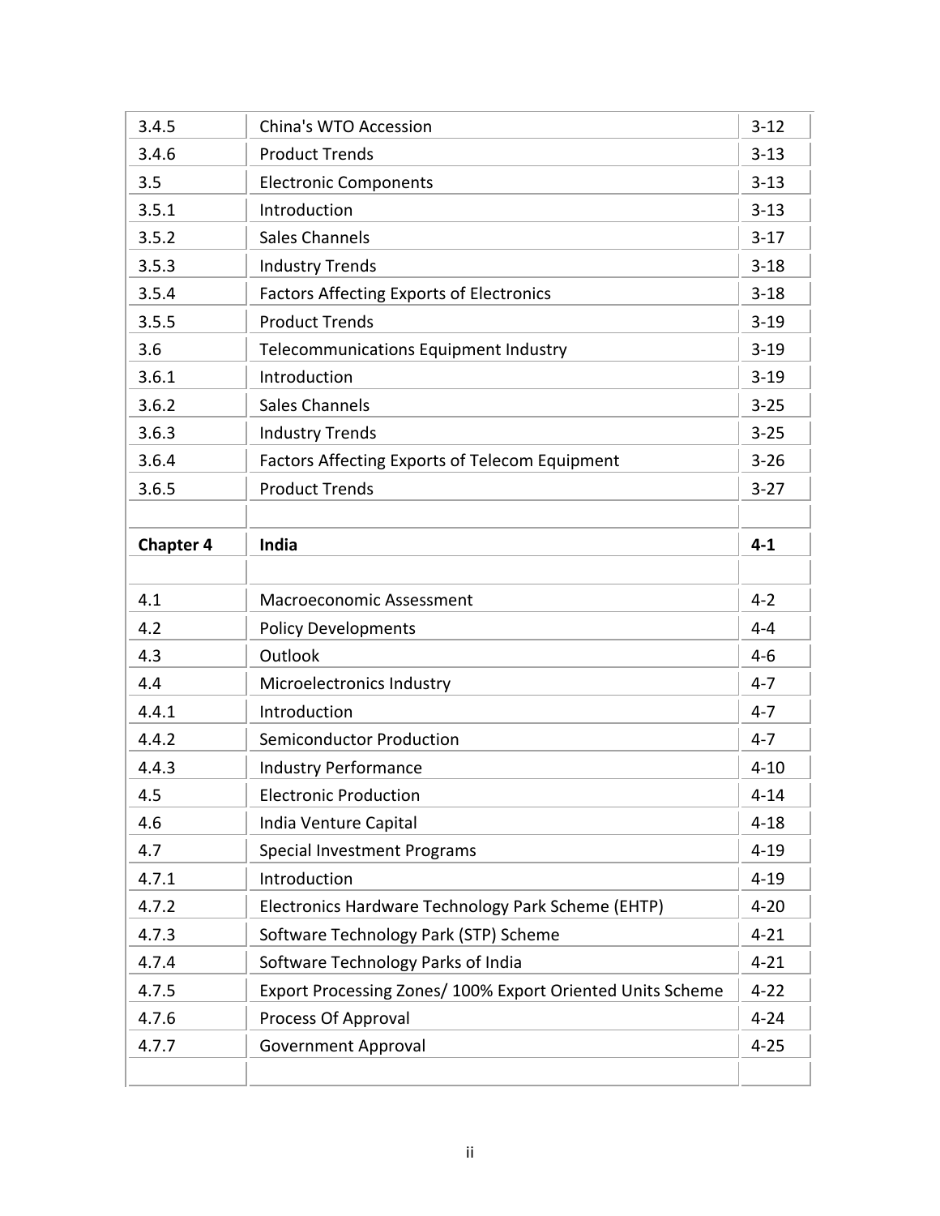| | | |
|---|---|---|
| 3.4.5 | China's WTO Accession | 3-12 |
| 3.4.6 | Product Trends | 3-13 |
| 3.5 | Electronic Components | 3-13 |
| 3.5.1 | Introduction | 3-13 |
| 3.5.2 | Sales Channels | 3-17 |
| 3.5.3 | Industry Trends | 3-18 |
| 3.5.4 | Factors Affecting Exports of Electronics | 3-18 |
| 3.5.5 | Product Trends | 3-19 |
| 3.6 | Telecommunications Equipment Industry | 3-19 |
| 3.6.1 | Introduction | 3-19 |
| 3.6.2 | Sales Channels | 3-25 |
| 3.6.3 | Industry Trends | 3-25 |
| 3.6.4 | Factors Affecting Exports of Telecom Equipment | 3-26 |
| 3.6.5 | Product Trends | 3-27 |
| | | |
| **Chapter 4** | **India** | **4-1** |
| | | |
| 4.1 | Macroeconomic Assessment | 4-2 |
| 4.2 | Policy Developments | 4-4 |
| 4.3 | Outlook | 4-6 |
| 4.4 | Microelectronics Industry | 4-7 |
| 4.4.1 | Introduction | 4-7 |
| 4.4.2 | Semiconductor Production | 4-7 |
| 4.4.3 | Industry Performance | 4-10 |
| 4.5 | Electronic Production | 4-14 |
| 4.6 | India Venture Capital | 4-18 |
| 4.7 | Special Investment Programs | 4-19 |
| 4.7.1 | Introduction | 4-19 |
| 4.7.2 | Electronics Hardware Technology Park Scheme (EHTP) | 4-20 |
| 4.7.3 | Software Technology Park (STP) Scheme | 4-21 |
| 4.7.4 | Software Technology Parks of India | 4-21 |
| 4.7.5 | Export Processing Zones/ 100% Export Oriented Units Scheme | 4-22 |
| 4.7.6 | Process Of Approval | 4-24 |
| 4.7.7 | Government Approval | 4-25 |
| | | |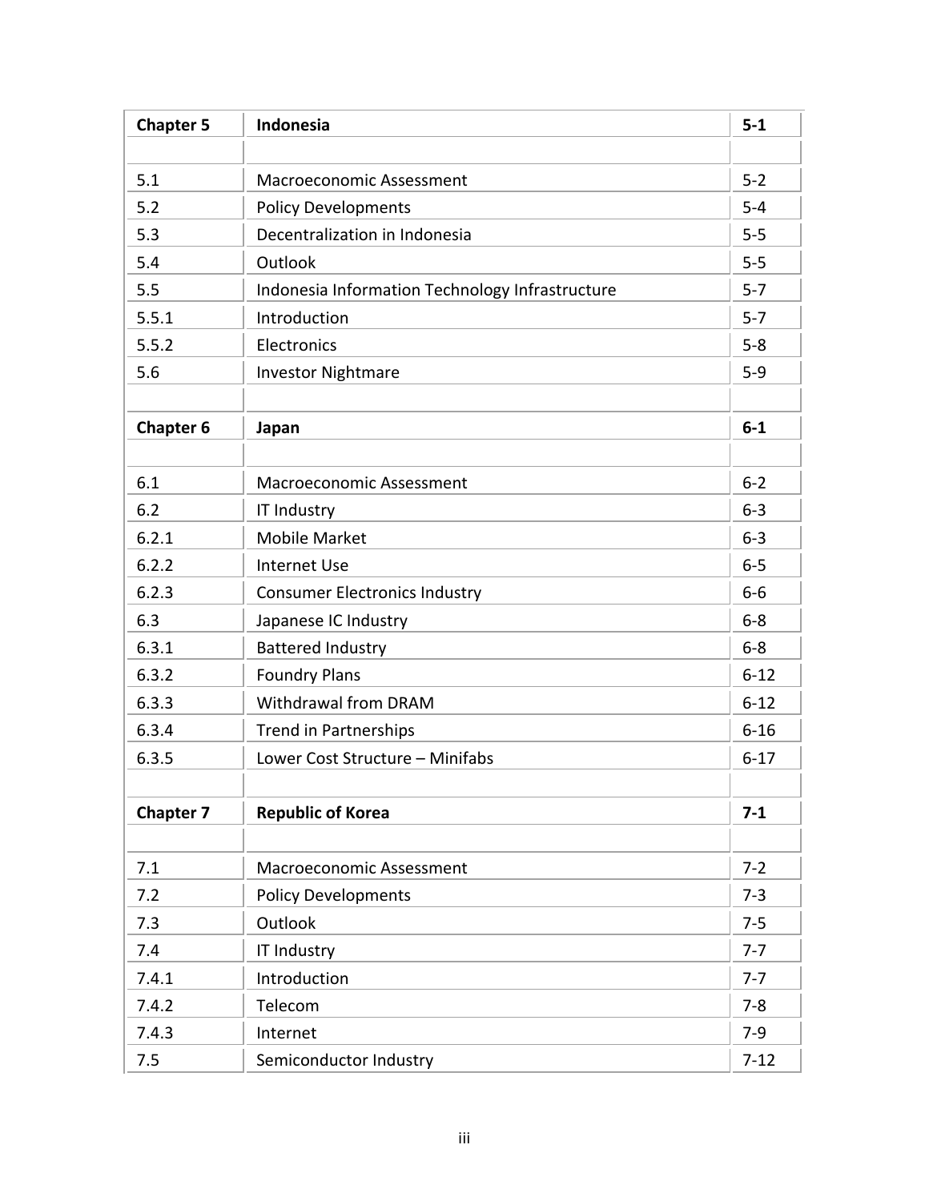| **Chapter 5** | **Indonesia** | **5-1** |
|---|---|---|
| | | |
| 5.1 | Macroeconomic Assessment | 5-2 |
| 5.2 | Policy Developments | 5-4 |
| 5.3 | Decentralization in Indonesia | 5-5 |
| 5.4 | Outlook | 5-5 |
| 5.5 | Indonesia Information Technology Infrastructure | 5-7 |
| 5.5.1 | Introduction | 5-7 |
| 5.5.2 | Electronics | 5-8 |
| 5.6 | Investor Nightmare | 5-9 |
| | | |
| **Chapter 6** | **Japan** | **6-1** |
| | | |
| 6.1 | Macroeconomic Assessment | 6-2 |
| 6.2 | IT Industry | 6-3 |
| 6.2.1 | Mobile Market | 6-3 |
| 6.2.2 | Internet Use | 6-5 |
| 6.2.3 | Consumer Electronics Industry | 6-6 |
| 6.3 | Japanese IC Industry | 6-8 |
| 6.3.1 | Battered Industry | 6-8 |
| 6.3.2 | Foundry Plans | 6-12 |
| 6.3.3 | Withdrawal from DRAM | 6-12 |
| 6.3.4 | Trend in Partnerships | 6-16 |
| 6.3.5 | Lower Cost Structure – Minifabs | 6-17 |
| | | |
| **Chapter 7** | **Republic of Korea** | **7-1** |
| | | |
| 7.1 | Macroeconomic Assessment | 7-2 |
| 7.2 | Policy Developments | 7-3 |
| 7.3 | Outlook | 7-5 |
| 7.4 | IT Industry | 7-7 |
| 7.4.1 | Introduction | 7-7 |
| 7.4.2 | Telecom | 7-8 |
| 7.4.3 | Internet | 7-9 |
| 7.5 | Semiconductor Industry | 7-12 |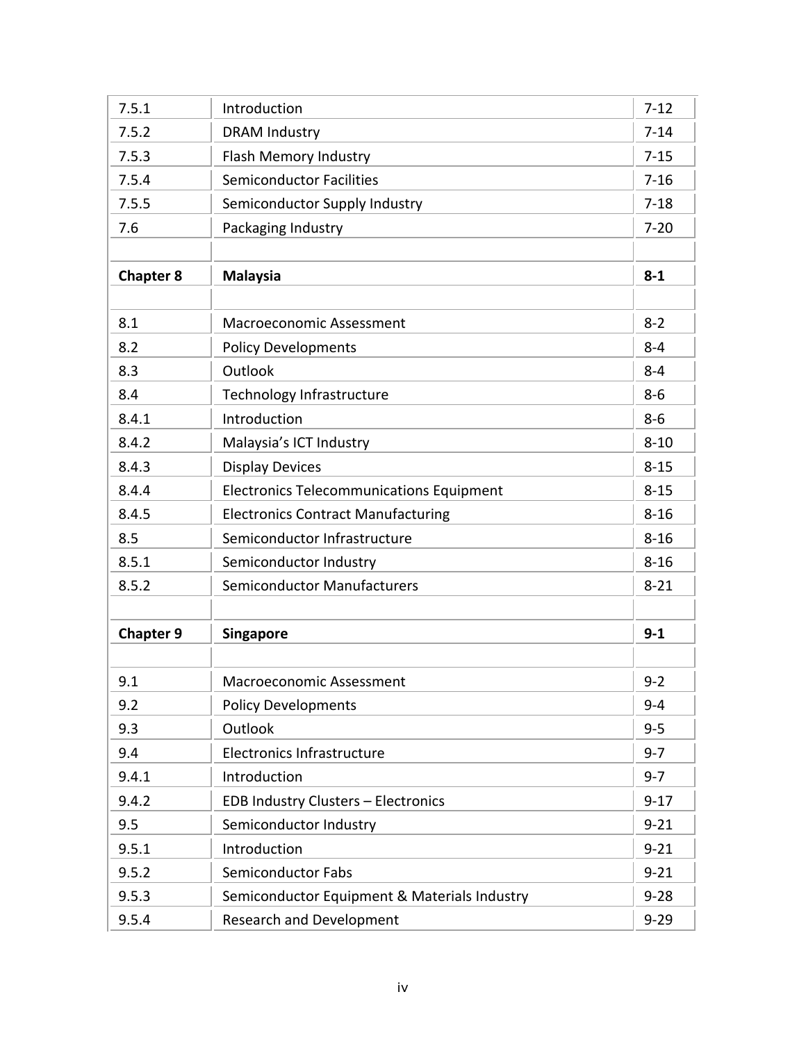| | | |
|---|---|---|
| 7.5.1 | Introduction | 7-12 |
| 7.5.2 | DRAM Industry | 7-14 |
| 7.5.3 | Flash Memory Industry | 7-15 |
| 7.5.4 | Semiconductor Facilities | 7-16 |
| 7.5.5 | Semiconductor Supply Industry | 7-18 |
| 7.6 | Packaging Industry | 7-20 |
| | | |
| **Chapter 8** | **Malaysia** | **8-1** |
| | | |
| 8.1 | Macroeconomic Assessment | 8-2 |
| 8.2 | Policy Developments | 8-4 |
| 8.3 | Outlook | 8-4 |
| 8.4 | Technology Infrastructure | 8-6 |
| 8.4.1 | Introduction | 8-6 |
| 8.4.2 | Malaysia's ICT Industry | 8-10 |
| 8.4.3 | Display Devices | 8-15 |
| 8.4.4 | Electronics Telecommunications Equipment | 8-15 |
| 8.4.5 | Electronics Contract Manufacturing | 8-16 |
| 8.5 | Semiconductor Infrastructure | 8-16 |
| 8.5.1 | Semiconductor Industry | 8-16 |
| 8.5.2 | Semiconductor Manufacturers | 8-21 |
| | | |
| **Chapter 9** | **Singapore** | **9-1** |
| | | |
| 9.1 | Macroeconomic Assessment | 9-2 |
| 9.2 | Policy Developments | 9-4 |
| 9.3 | Outlook | 9-5 |
| 9.4 | Electronics Infrastructure | 9-7 |
| 9.4.1 | Introduction | 9-7 |
| 9.4.2 | EDB Industry Clusters – Electronics | 9-17 |
| 9.5 | Semiconductor Industry | 9-21 |
| 9.5.1 | Introduction | 9-21 |
| 9.5.2 | Semiconductor Fabs | 9-21 |
| 9.5.3 | Semiconductor Equipment & Materials Industry | 9-28 |
| 9.5.4 | Research and Development | 9-29 |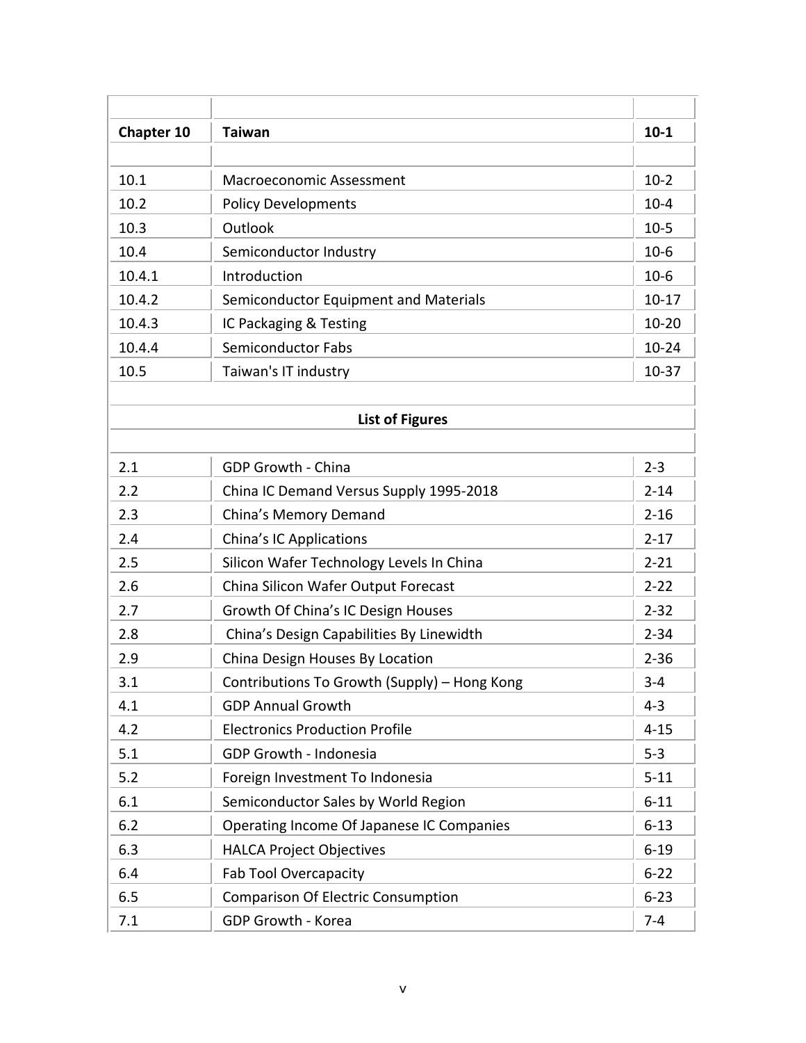| | | |
|---|---|---|
| **Chapter 10** | **Taiwan** | **10-1** |
| | | |
| 10.1 | Macroeconomic Assessment | 10-2 |
| 10.2 | Policy Developments | 10-4 |
| 10.3 | Outlook | 10-5 |
| 10.4 | Semiconductor Industry | 10-6 |
| 10.4.1 | Introduction | 10-6 |
| 10.4.2 | Semiconductor Equipment and Materials | 10-17 |
| 10.4.3 | IC Packaging & Testing | 10-20 |
| 10.4.4 | Semiconductor Fabs | 10-24 |
| 10.5 | Taiwan's IT industry | 10-37 |

**List of Figures**

| | | |
|---|---|---|
| 2.1 | GDP Growth - China | 2-3 |
| 2.2 | China IC Demand Versus Supply 1995-2018 | 2-14 |
| 2.3 | China's Memory Demand | 2-16 |
| 2.4 | China's IC Applications | 2-17 |
| 2.5 | Silicon Wafer Technology Levels In China | 2-21 |
| 2.6 | China Silicon Wafer Output Forecast | 2-22 |
| 2.7 | Growth Of China's IC Design Houses | 2-32 |
| 2.8 | China's Design Capabilities By Linewidth | 2-34 |
| 2.9 | China Design Houses By Location | 2-36 |
| 3.1 | Contributions To Growth (Supply) – Hong Kong | 3-4 |
| 4.1 | GDP Annual Growth | 4-3 |
| 4.2 | Electronics Production Profile | 4-15 |
| 5.1 | GDP Growth - Indonesia | 5-3 |
| 5.2 | Foreign Investment To Indonesia | 5-11 |
| 6.1 | Semiconductor Sales by World Region | 6-11 |
| 6.2 | Operating Income Of Japanese IC Companies | 6-13 |
| 6.3 | HALCA Project Objectives | 6-19 |
| 6.4 | Fab Tool Overcapacity | 6-22 |
| 6.5 | Comparison Of Electric Consumption | 6-23 |
| 7.1 | GDP Growth - Korea | 7-4 |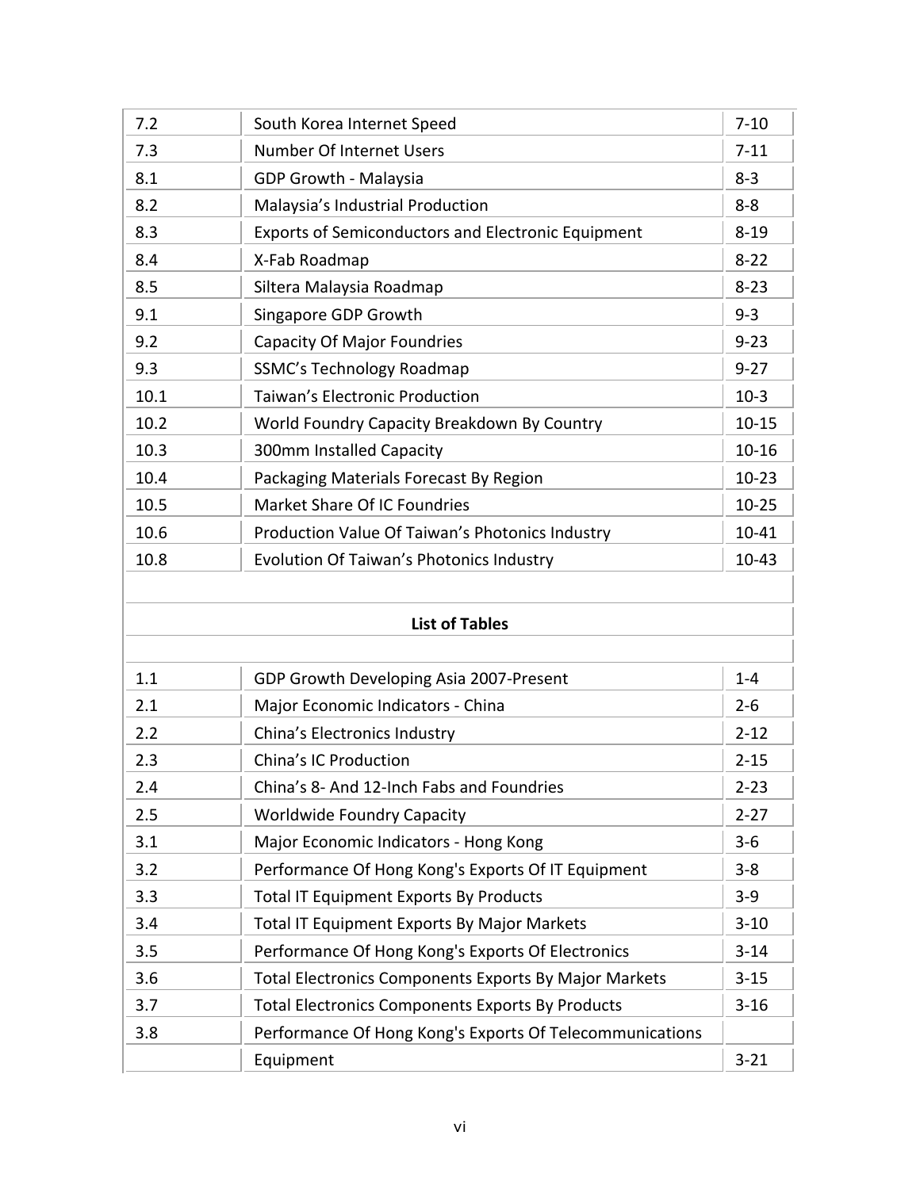| | | |
|---|---|---|
| 7.2 | South Korea Internet Speed | 7-10 |
| 7.3 | Number Of Internet Users | 7-11 |
| 8.1 | GDP Growth - Malaysia | 8-3 |
| 8.2 | Malaysia's Industrial Production | 8-8 |
| 8.3 | Exports of Semiconductors and Electronic Equipment | 8-19 |
| 8.4 | X-Fab Roadmap | 8-22 |
| 8.5 | Siltera Malaysia Roadmap | 8-23 |
| 9.1 | Singapore GDP Growth | 9-3 |
| 9.2 | Capacity Of Major Foundries | 9-23 |
| 9.3 | SSMC's Technology Roadmap | 9-27 |
| 10.1 | Taiwan's Electronic Production | 10-3 |
| 10.2 | World Foundry Capacity Breakdown By Country | 10-15 |
| 10.3 | 300mm Installed Capacity | 10-16 |
| 10.4 | Packaging Materials Forecast By Region | 10-23 |
| 10.5 | Market Share Of IC Foundries | 10-25 |
| 10.6 | Production Value Of Taiwan's Photonics Industry | 10-41 |
| 10.8 | Evolution Of Taiwan's Photonics Industry | 10-43 |

## List of Tables

| | | |
|---|---|---|
| 1.1 | GDP Growth Developing Asia 2007-Present | 1-4 |
| 2.1 | Major Economic Indicators - China | 2-6 |
| 2.2 | China's Electronics Industry | 2-12 |
| 2.3 | China's IC Production | 2-15 |
| 2.4 | China's 8- And 12-Inch Fabs and Foundries | 2-23 |
| 2.5 | Worldwide Foundry Capacity | 2-27 |
| 3.1 | Major Economic Indicators - Hong Kong | 3-6 |
| 3.2 | Performance Of Hong Kong's Exports Of IT Equipment | 3-8 |
| 3.3 | Total IT Equipment Exports By Products | 3-9 |
| 3.4 | Total IT Equipment Exports By Major Markets | 3-10 |
| 3.5 | Performance Of Hong Kong's Exports Of Electronics | 3-14 |
| 3.6 | Total Electronics Components Exports By Major Markets | 3-15 |
| 3.7 | Total Electronics Components Exports By Products | 3-16 |
| 3.8 | Performance Of Hong Kong's Exports Of Telecommunications Equipment | 3-21 |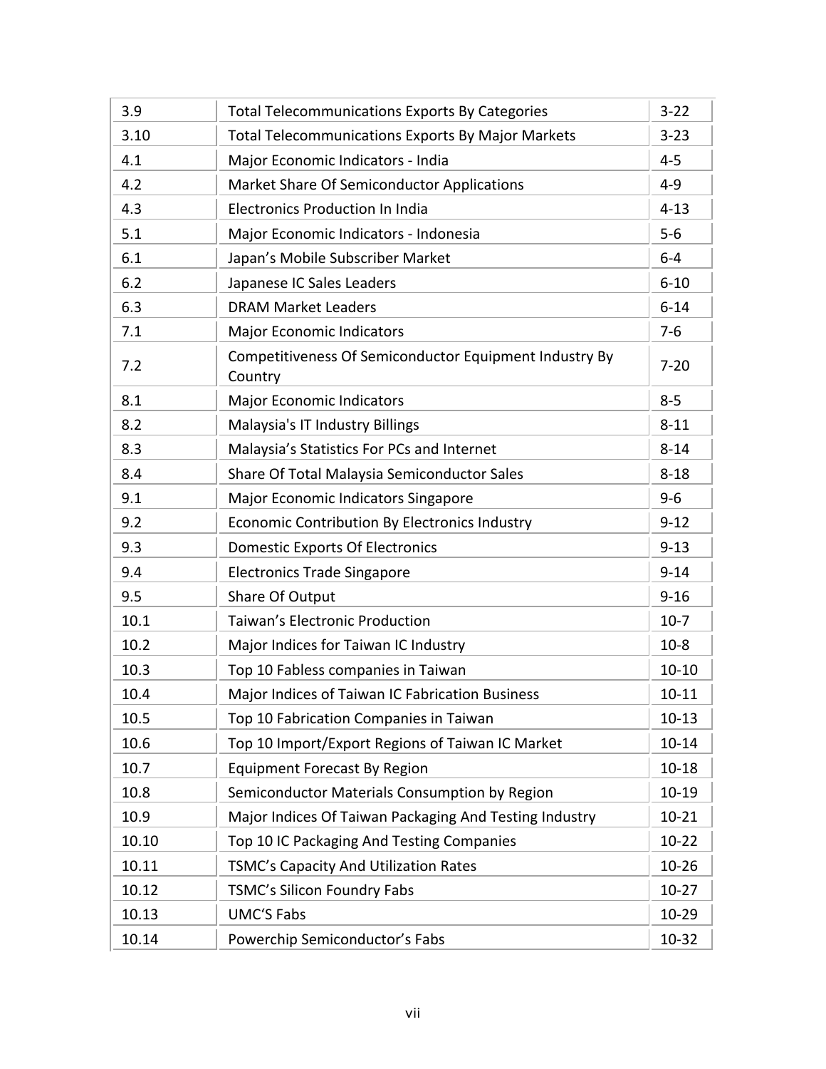| | | |
|---|---|---|
| 3.9 | Total Telecommunications Exports By Categories | 3-22 |
| 3.10 | Total Telecommunications Exports By Major Markets | 3-23 |
| 4.1 | Major Economic Indicators - India | 4-5 |
| 4.2 | Market Share Of Semiconductor Applications | 4-9 |
| 4.3 | Electronics Production In India | 4-13 |
| 5.1 | Major Economic Indicators - Indonesia | 5-6 |
| 6.1 | Japan's Mobile Subscriber Market | 6-4 |
| 6.2 | Japanese IC Sales Leaders | 6-10 |
| 6.3 | DRAM Market Leaders | 6-14 |
| 7.1 | Major Economic Indicators | 7-6 |
| 7.2 | Competitiveness Of Semiconductor Equipment Industry By Country | 7-20 |
| 8.1 | Major Economic Indicators | 8-5 |
| 8.2 | Malaysia's IT Industry Billings | 8-11 |
| 8.3 | Malaysia's Statistics For PCs and Internet | 8-14 |
| 8.4 | Share Of Total Malaysia Semiconductor Sales | 8-18 |
| 9.1 | Major Economic Indicators Singapore | 9-6 |
| 9.2 | Economic Contribution By Electronics Industry | 9-12 |
| 9.3 | Domestic Exports Of Electronics | 9-13 |
| 9.4 | Electronics Trade Singapore | 9-14 |
| 9.5 | Share Of Output | 9-16 |
| 10.1 | Taiwan's Electronic Production | 10-7 |
| 10.2 | Major Indices for Taiwan IC Industry | 10-8 |
| 10.3 | Top 10 Fabless companies in Taiwan | 10-10 |
| 10.4 | Major Indices of Taiwan IC Fabrication Business | 10-11 |
| 10.5 | Top 10 Fabrication Companies in Taiwan | 10-13 |
| 10.6 | Top 10 Import/Export Regions of Taiwan IC Market | 10-14 |
| 10.7 | Equipment Forecast By Region | 10-18 |
| 10.8 | Semiconductor Materials Consumption by Region | 10-19 |
| 10.9 | Major Indices Of Taiwan Packaging And Testing Industry | 10-21 |
| 10.10 | Top 10 IC Packaging And Testing Companies | 10-22 |
| 10.11 | TSMC's Capacity And Utilization Rates | 10-26 |
| 10.12 | TSMC's Silicon Foundry Fabs | 10-27 |
| 10.13 | UMC'S Fabs | 10-29 |
| 10.14 | Powerchip Semiconductor's Fabs | 10-32 |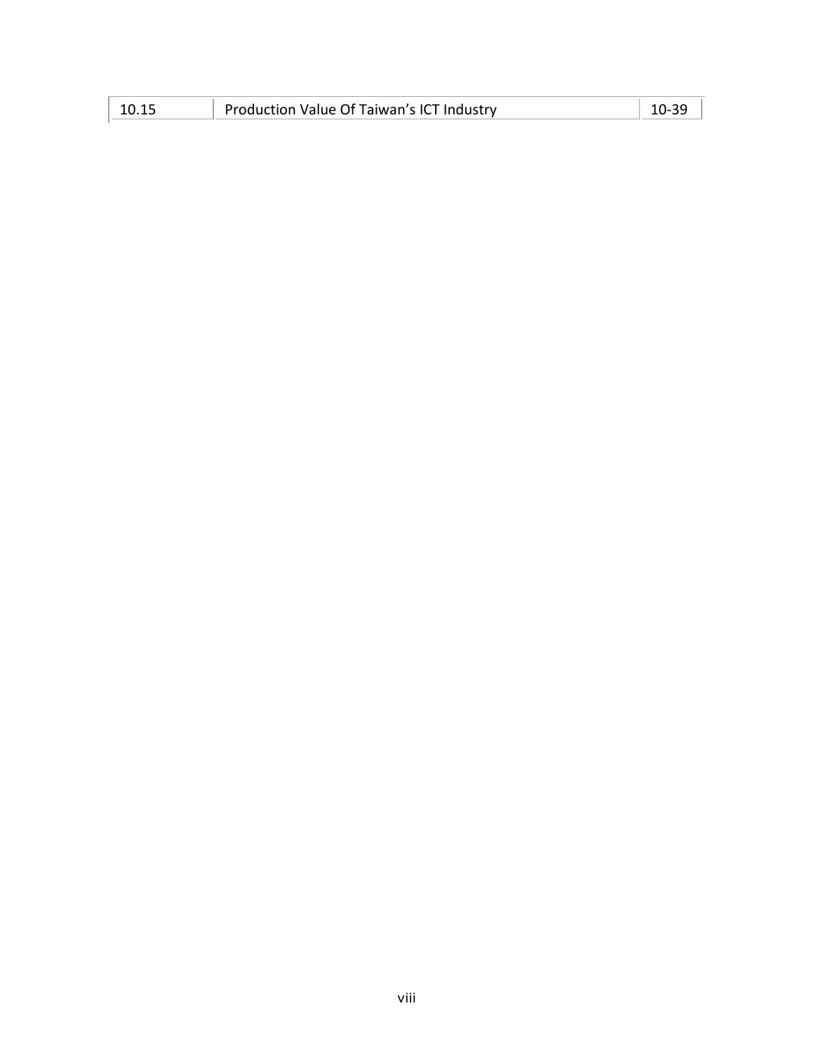| | | |
|---|---|---|
| 10.15 | Production Value Of Taiwan's ICT Industry | 10-39 |